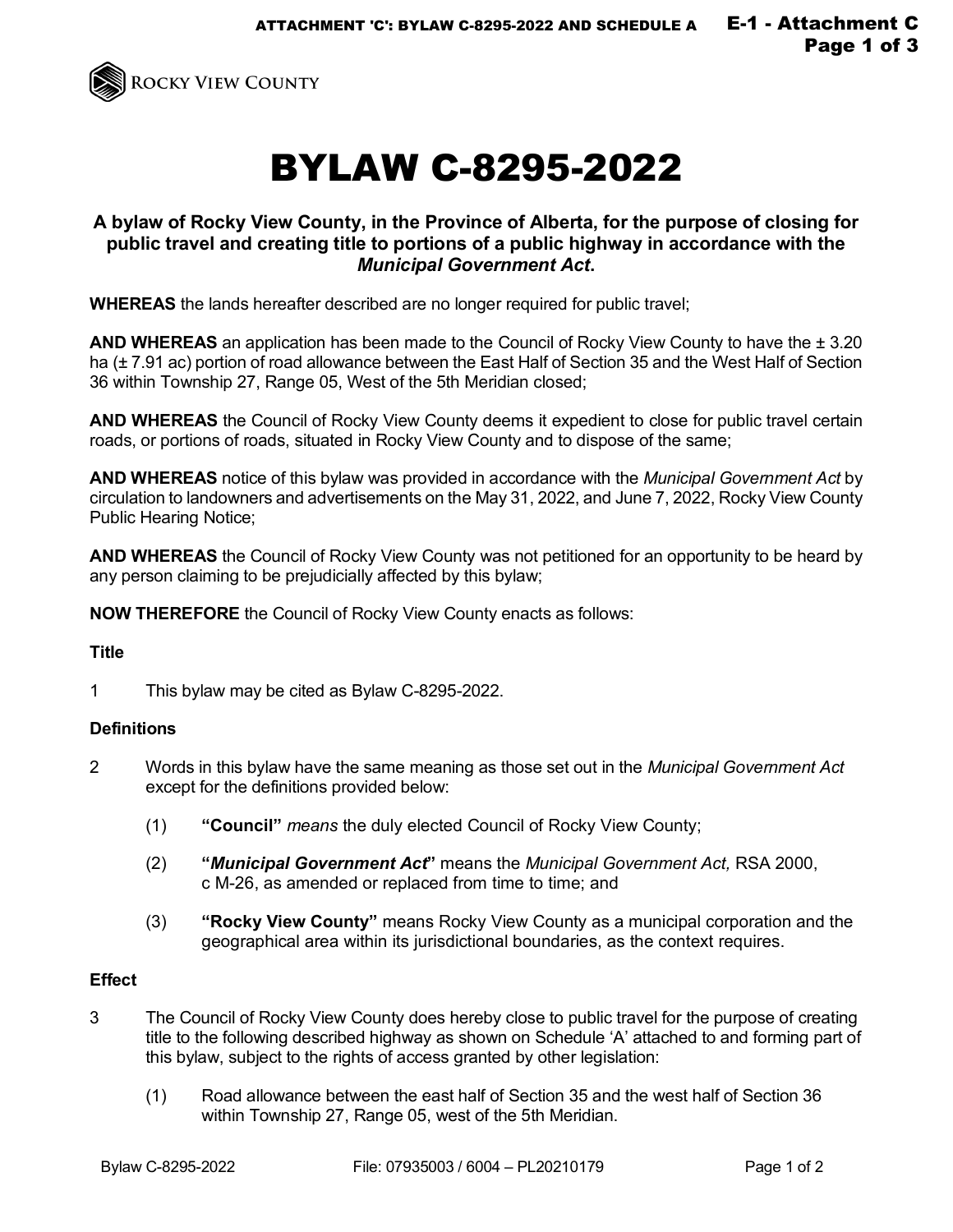# BYLAW C-8295-2022

**A bylaw of Rocky View County, in the Province of Alberta, for the purpose of closing for public travel and creating title to portions of a public highway in accordance with the *Municipal Government Act*.**

**WHEREAS** the lands hereafter described are no longer required for public travel;

**AND WHEREAS** an application has been made to the Council of Rocky View County to have the ± 3.20 ha (± 7.91 ac) portion of road allowance between the East Half of Section 35 and the West Half of Section 36 within Township 27, Range 05, West of the 5th Meridian closed;

**AND WHEREAS** the Council of Rocky View County deems it expedient to close for public travel certain roads, or portions of roads, situated in Rocky View County and to dispose of the same;

**AND WHEREAS** notice of this bylaw was provided in accordance with the *Municipal Government Act* by circulation to landowners and advertisements on the May 31, 2022, and June 7, 2022, Rocky View County Public Hearing Notice;

**AND WHEREAS** the Council of Rocky View County was not petitioned for an opportunity to be heard by any person claiming to be prejudicially affected by this bylaw;

**NOW THEREFORE** the Council of Rocky View County enacts as follows:

### Title

1 This bylaw may be cited as Bylaw C-8295-2022.

### Definitions

2 Words in this bylaw have the same meaning as those set out in the *Municipal Government Act* except for the definitions provided below:

(1) **"Council"** *means* the duly elected Council of Rocky View County;

(2) **"*Municipal Government Act*"** means the *Municipal Government Act,* RSA 2000, c M-26, as amended or replaced from time to time; and

(3) **"Rocky View County"** means Rocky View County as a municipal corporation and the geographical area within its jurisdictional boundaries, as the context requires.

### Effect

3 The Council of Rocky View County does hereby close to public travel for the purpose of creating title to the following described highway as shown on Schedule 'A' attached to and forming part of this bylaw, subject to the rights of access granted by other legislation:

(1) Road allowance between the east half of Section 35 and the west half of Section 36 within Township 27, Range 05, west of the 5th Meridian.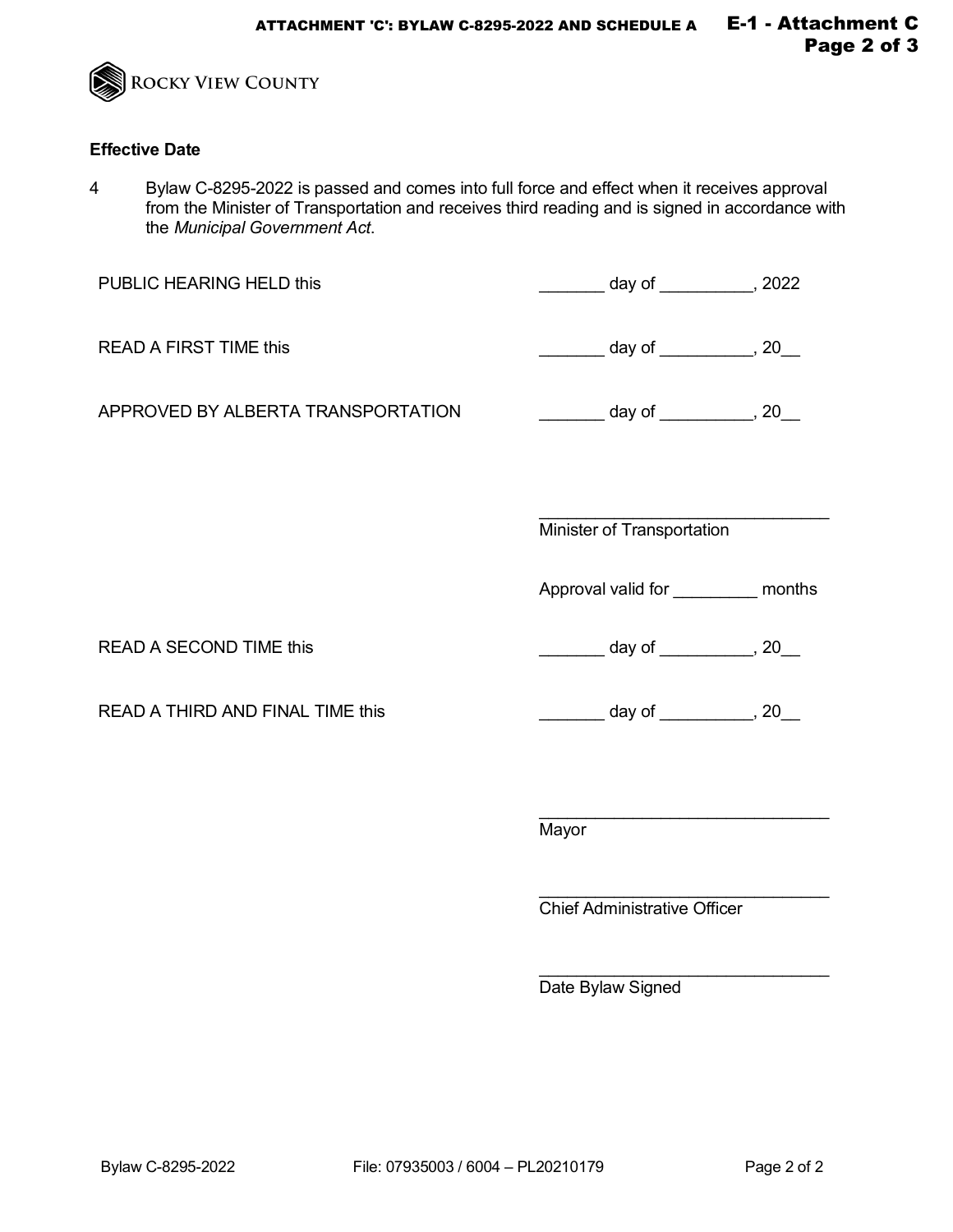## Effective Date

4 Bylaw C-8295-2022 is passed and comes into full force and effect when it receives approval from the Minister of Transportation and receives third reading and is signed in accordance with the *Municipal Government Act*.

PUBLIC HEARING HELD this _______ day of __________, 2022

READ A FIRST TIME this _______ day of __________, 20__

APPROVED BY ALBERTA TRANSPORTATION _______ day of __________, 20__

_______________________________
Minister of Transportation

Approval valid for _________ months

READ A SECOND TIME this _______ day of __________, 20__

READ A THIRD AND FINAL TIME this _______ day of __________, 20__

_______________________________
Mayor

_______________________________
Chief Administrative Officer

_______________________________
Date Bylaw Signed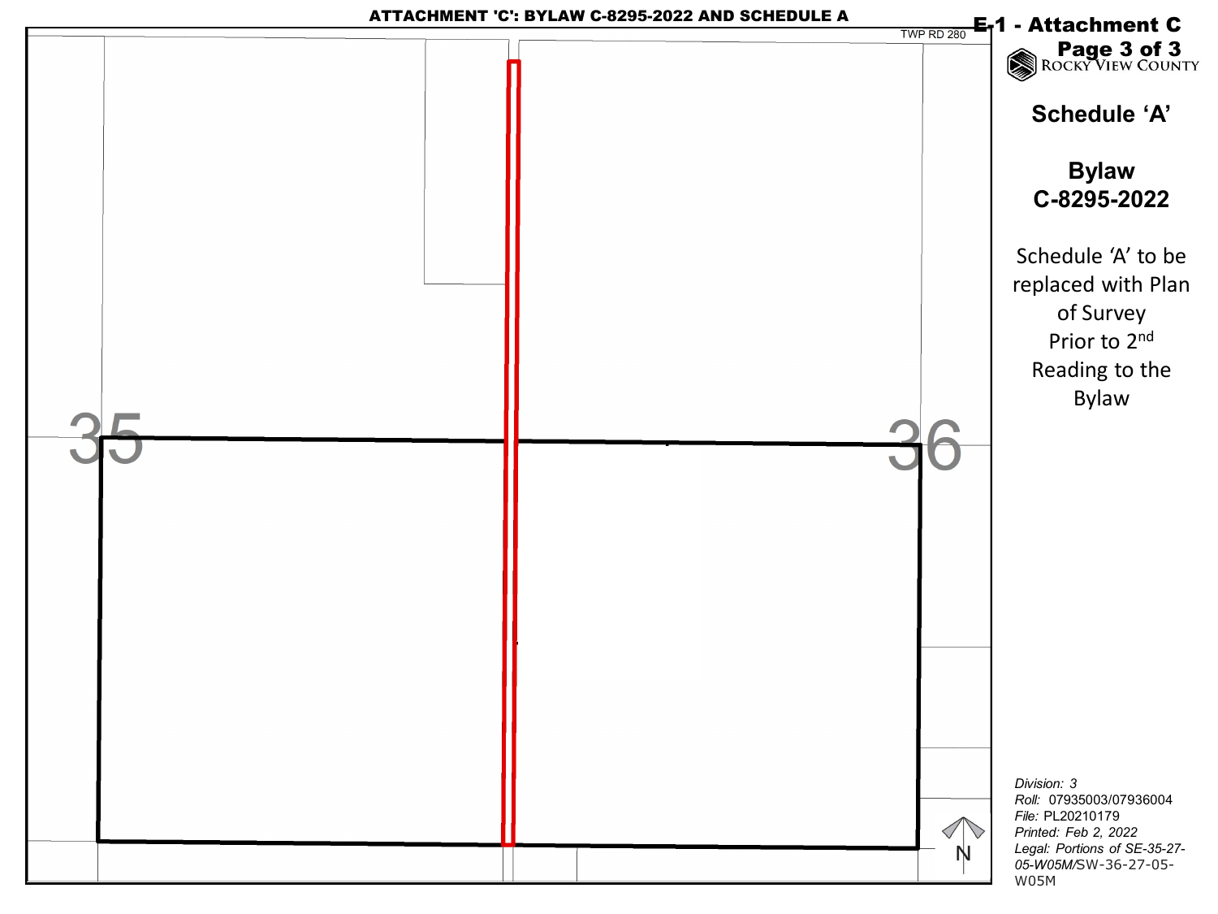ATTACHMENT 'C': BYLAW C-8295-2022 AND SCHEDULE A

E-1 - Attachment C

ROCKY VIEW COUNTY

TWP RD 280

35

36

N

# Schedule 'A'

## Bylaw C-8295-2022

Schedule 'A' to be replaced with Plan of Survey Prior to 2nd Reading to the Bylaw

*Division:* 3
*Roll:* 07935003/07936004
*File:* PL20210179
*Printed:* Feb 2, 2022
*Legal: Portions of SE-35-27-05-W05M/*SW-36-27-05-W05M